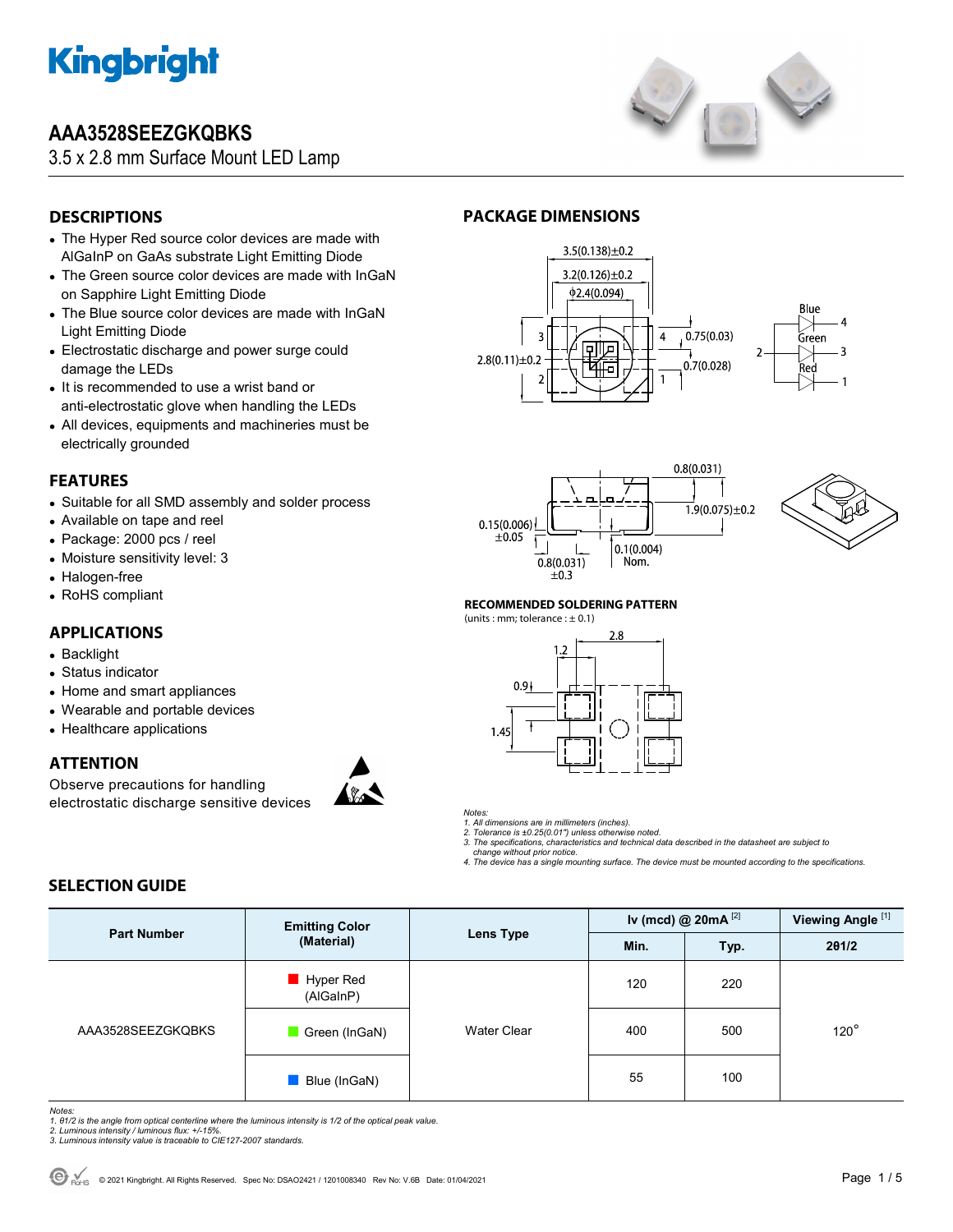# AAA3528SEEZGKQBKS

3.5 x 2.8 mm Surface Mount LED Lamp

## DESCRIPTIONS

- The Hyper Red source color devices are made with AlGaInP on GaAs substrate Light Emitting Diode
- The Green source color devices are made with InGaN on Sapphire Light Emitting Diode
- The Blue source color devices are made with InGaN Light Emitting Diode
- Electrostatic discharge and power surge could damage the LEDs
- It is recommended to use a wrist band or anti-electrostatic glove when handling the LEDs
- All devices, equipments and machineries must be electrically grounded

## FEATURES

- Suitable for all SMD assembly and solder process
- Available on tape and reel
- Package: 2000 pcs / reel
- Moisture sensitivity level: 3
- Halogen-free
- RoHS compliant

## APPLICATIONS

- Backlight
- Status indicator
- Home and smart appliances
- Wearable and portable devices
- Healthcare applications

## ATTENTION

Observe precautions for handling electrostatic discharge sensitive devices

## PACKAGE DIMENSIONS

3.5(0.138)±0.2
3.2(0.126)±0.2
Φ2.4(0.094)
2.8(0.11)±0.2
0.75(0.03)
0.7(0.028)
0.8(0.031)
1.9(0.075)±0.2
0.15(0.006) ±0.05
0.8(0.031) ±0.3
0.1(0.004) Nom.

Blue, Green, Red; pins 1, 2, 3, 4

### RECOMMENDED SOLDERING PATTERN

(units : mm; tolerance : ± 0.1)

2.8, 1.2, 0.9, 1.45

*Notes:*
*1. All dimensions are in millimeters (inches).*
*2. Tolerance is ±0.25(0.01") unless otherwise noted.*
*3. The specifications, characteristics and technical data described in the datasheet are subject to change without prior notice.*
*4. The device has a single mounting surface. The device must be mounted according to the specifications.*

## SELECTION GUIDE

| Part Number | Emitting Color (Material) | Lens Type | Iv (mcd) @ 20mA [2] | | Viewing Angle [1] |
|---|---|---|---|---|---|
| | | | Min. | Typ. | 2θ1/2 |
| AAA3528SEEZGKQBKS | Hyper Red (AlGaInP) | Water Clear | 120 | 220 | 120° |
| | Green (InGaN) | | 400 | 500 | |
| | Blue (InGaN) | | 55 | 100 | |

*Notes:*
*1. θ1/2 is the angle from optical centerline where the luminous intensity is 1/2 of the optical peak value.*
*2. Luminous intensity / luminous flux: +/-15%.*
*3. Luminous intensity value is traceable to CIE127-2007 standards.*

© 2021 Kingbright. All Rights Reserved. Spec No: DSAO2421 / 1201008340 Rev No: V.6B Date: 01/04/2021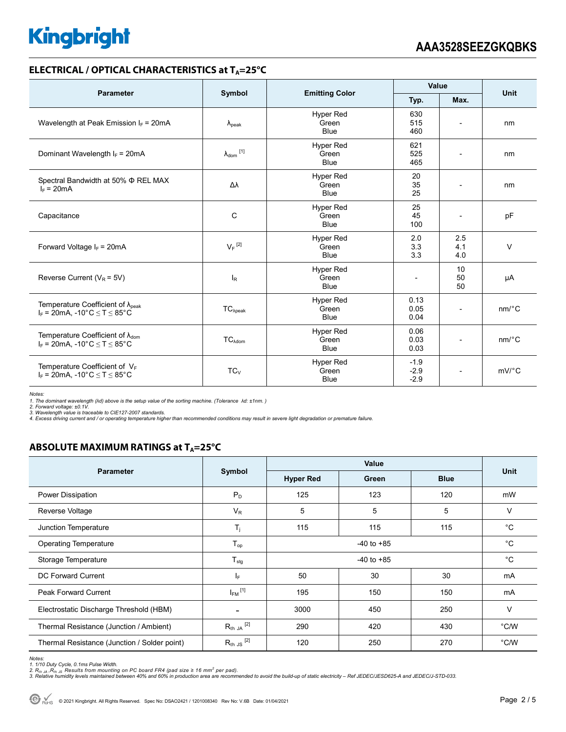## ELECTRICAL / OPTICAL CHARACTERISTICS at $T_A$=25°C

| Parameter | Symbol | Emitting Color | Value | | Unit |
|---|---|---|---|---|---|
| | | | Typ. | Max. | |
| Wavelength at Peak Emission $I_F$ = 20mA | $\lambda_{peak}$ | Hyper Red<br>Green<br>Blue | 630<br>515<br>460 | - | nm |
| Dominant Wavelength $I_F$ = 20mA | $\lambda_{dom}$ [1] | Hyper Red<br>Green<br>Blue | 621<br>525<br>465 | - | nm |
| Spectral Bandwidth at 50% Φ REL MAX $I_F$ = 20mA | Δλ | Hyper Red<br>Green<br>Blue | 20<br>35<br>25 | - | nm |
| Capacitance | C | Hyper Red<br>Green<br>Blue | 25<br>45<br>100 | - | pF |
| Forward Voltage $I_F$ = 20mA | $V_F$ [2] | Hyper Red<br>Green<br>Blue | 2.0<br>3.3<br>3.3 | 2.5<br>4.1<br>4.0 | V |
| Reverse Current ($V_R$ = 5V) | $I_R$ | Hyper Red<br>Green<br>Blue | - | 10<br>50<br>50 | μA |
| Temperature Coefficient of $\lambda_{peak}$ $I_F$ = 20mA, -10°C ≤ T ≤ 85°C | $TC_{\lambda peak}$ | Hyper Red<br>Green<br>Blue | 0.13<br>0.05<br>0.04 | - | nm/°C |
| Temperature Coefficient of $\lambda_{dom}$ $I_F$ = 20mA, -10°C ≤ T ≤ 85°C | $TC_{\lambda dom}$ | Hyper Red<br>Green<br>Blue | 0.06<br>0.03<br>0.03 | - | nm/°C |
| Temperature Coefficient of $V_F$ $I_F$ = 20mA, -10°C ≤ T ≤ 85°C | $TC_V$ | Hyper Red<br>Green<br>Blue | -1.9<br>-2.9<br>-2.9 | - | mV/°C |

*Notes:*
*1. The dominant wavelength (λd) above is the setup value of the sorting machine. (Tolerance λd: ±1nm. )*
*2. Forward voltage: ±0.1V.*
*3. Wavelength value is traceable to CIE127-2007 standards.*
*4. Excess driving current and / or operating temperature higher than recommended conditions may result in severe light degradation or premature failure.*

## ABSOLUTE MAXIMUM RATINGS at $T_A$=25°C

| Parameter | Symbol | Value | | | Unit |
|---|---|---|---|---|---|
| | | Hyper Red | Green | Blue | |
| Power Dissipation | $P_D$ | 125 | 123 | 120 | mW |
| Reverse Voltage | $V_R$ | 5 | 5 | 5 | V |
| Junction Temperature | $T_j$ | 115 | 115 | 115 | °C |
| Operating Temperature | $T_{op}$ | -40 to +85 | | | °C |
| Storage Temperature | $T_{stg}$ | -40 to +85 | | | °C |
| DC Forward Current | $I_F$ | 50 | 30 | 30 | mA |
| Peak Forward Current | $I_{FM}$ [1] | 195 | 150 | 150 | mA |
| Electrostatic Discharge Threshold (HBM) | - | 3000 | 450 | 250 | V |
| Thermal Resistance (Junction / Ambient) | $R_{th\ JA}$ [2] | 290 | 420 | 430 | °C/W |
| Thermal Resistance (Junction / Solder point) | $R_{th\ JS}$ [2] | 120 | 250 | 270 | °C/W |

*Notes:*
*1. 1/10 Duty Cycle, 0.1ms Pulse Width.*
*2. $R_{th\ JA}$, $R_{th\ JS}$ Results from mounting on PC board FR4 (pad size ≥ 16 $mm^2$ per pad).*
*3. Relative humidity levels maintained between 40% and 60% in production area are recommended to avoid the build-up of static electricity – Ref JEDEC/JESD625-A and JEDEC/J-STD-033.*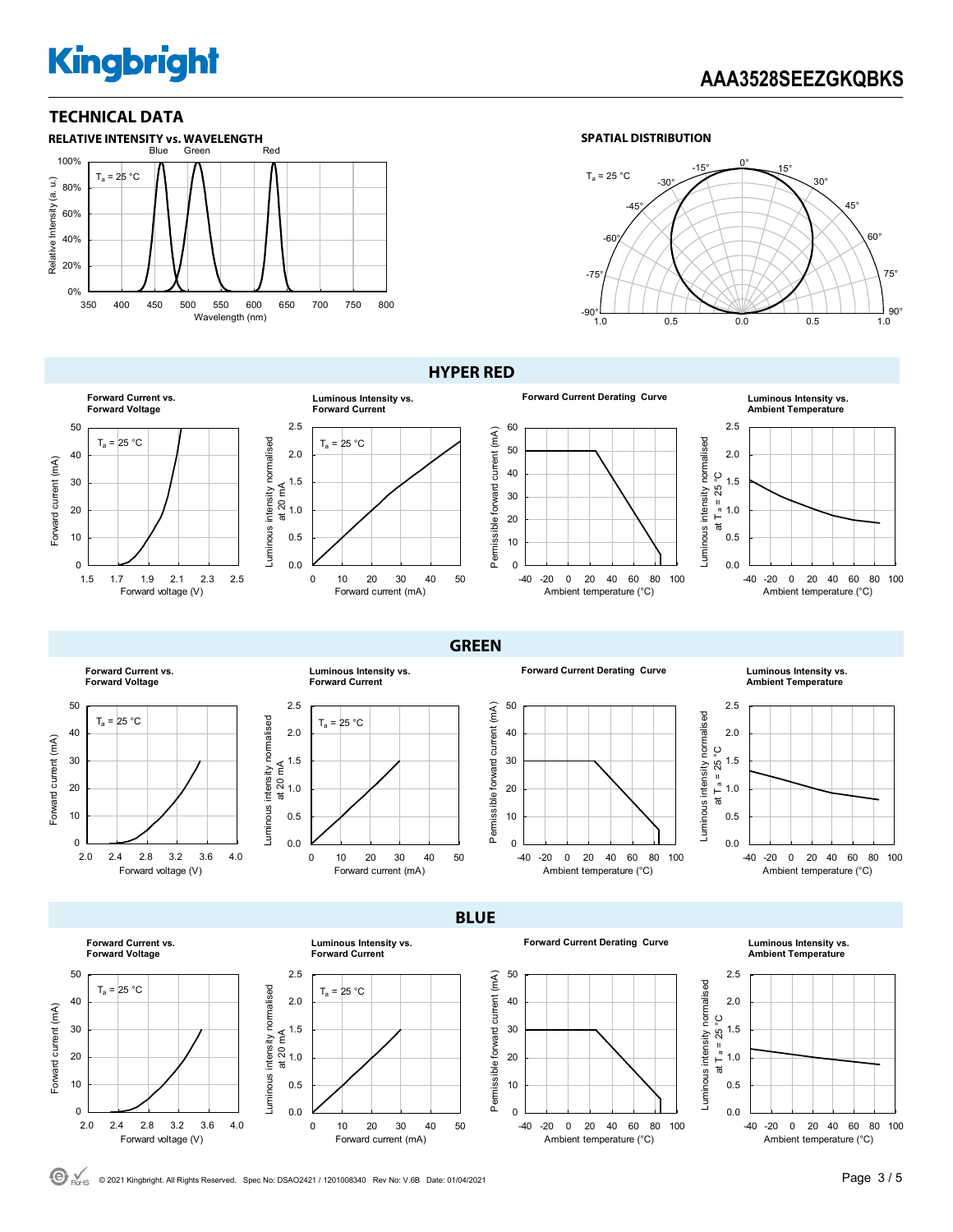## TECHNICAL DATA

### RELATIVE INTENSITY vs. WAVELENGTH

Blue Green Red

$T_a$ = 25 °C

Relative Intensity (a. u.)

100%
80%
60%
40%
20%
0%

350 400 450 500 550 600 650 700 750 800

Wavelength (nm)

### SPATIAL DISTRIBUTION

$T_a$ = 25 °C

0° 15° 30° 45° 60° 75° 90°
-15° -30° -45° -60° -75° -90°

1.0 0.5 0.0 0.5 1.0

## HYPER RED

**Forward Current vs. Forward Voltage**

$T_a$ = 25 °C

Forward current (mA): 0 10 20 30 40 50

Forward voltage (V): 1.5 1.7 1.9 2.1 2.3 2.5

**Luminous Intensity vs. Forward Current**

$T_a$ = 25 °C

Luminous intensity normalised at 20 mA: 0.0 0.5 1.0 1.5 2.0 2.5

Forward current (mA): 0 10 20 30 40 50

**Forward Current Derating Curve**

Permissible forward current (mA): 0 10 20 30 40 50 60

Ambient temperature (°C): -40 -20 0 20 40 60 80 100

**Luminous Intensity vs. Ambient Temperature**

Luminous intensity normalised at $T_a$ = 25 °C: 0.0 0.5 1.0 1.5 2.0 2.5

Ambient temperature (°C): -40 -20 0 20 40 60 80 100

## GREEN

**Forward Current vs. Forward Voltage**

$T_a$ = 25 °C

Forward current (mA): 0 10 20 30 40 50

Forward voltage (V): 2.0 2.4 2.8 3.2 3.6 4.0

**Luminous Intensity vs. Forward Current**

$T_a$ = 25 °C

Luminous intensity normalised at 20 mA: 0.0 0.5 1.0 1.5 2.0 2.5

Forward current (mA): 0 10 20 30 40 50

**Forward Current Derating Curve**

Permissible forward current (mA): 0 10 20 30 40 50

Ambient temperature (°C): -40 -20 0 20 40 60 80 100

**Luminous Intensity vs. Ambient Temperature**

Luminous intensity normalised at $T_a$ = 25 °C: 0.0 0.5 1.0 1.5 2.0 2.5

Ambient temperature (°C): -40 -20 0 20 40 60 80 100

## BLUE

**Forward Current vs. Forward Voltage**

$T_a$ = 25 °C

Forward current (mA): 0 10 20 30 40 50

Forward voltage (V): 2.0 2.4 2.8 3.2 3.6 4.0

**Luminous Intensity vs. Forward Current**

$T_a$ = 25 °C

Luminous intensity normalised at 20 mA: 0.0 0.5 1.0 1.5 2.0 2.5

Forward current (mA): 0 10 20 30 40 50

**Forward Current Derating Curve**

Permissible forward current (mA): 0 10 20 30 40 50

Ambient temperature (°C): -40 -20 0 20 40 60 80 100

**Luminous Intensity vs. Ambient Temperature**

Luminous intensity normalised at $T_a$ = 25 °C: 0.0 0.5 1.0 1.5 2.0 2.5

Ambient temperature (°C): -40 -20 0 20 40 60 80 100

© 2021 Kingbright. All Rights Reserved. Spec No: DSAO2421 / 1201008340 Rev No: V.6B Date: 01/04/2021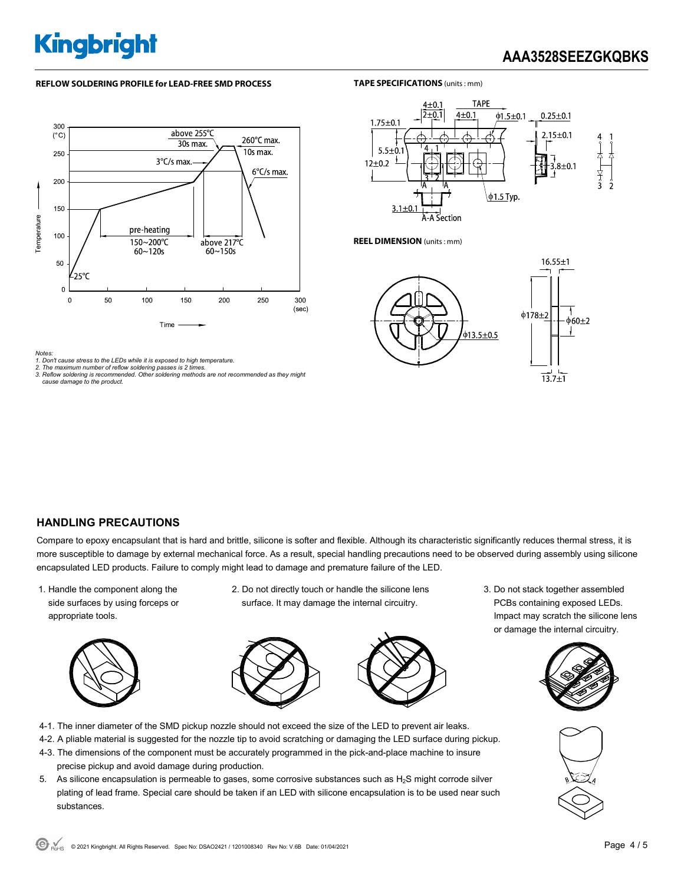**REFLOW SOLDERING PROFILE for LEAD-FREE SMD PROCESS**

**TAPE SPECIFICATIONS** (units : mm)

**REEL DIMENSION** (units : mm)

*Notes:*
*1. Don't cause stress to the LEDs while it is exposed to high temperature.*
*2. The maximum number of reflow soldering passes is 2 times.*
*3. Reflow soldering is recommended. Other soldering methods are not recommended as they might cause damage to the product.*

## HANDLING PRECAUTIONS

Compare to epoxy encapsulant that is hard and brittle, silicone is softer and flexible. Although its characteristic significantly reduces thermal stress, it is more susceptible to damage by external mechanical force. As a result, special handling precautions need to be observed during assembly using silicone encapsulated LED products. Failure to comply might lead to damage and premature failure of the LED.

1. Handle the component along the side surfaces by using forceps or appropriate tools.
2. Do not directly touch or handle the silicone lens surface. It may damage the internal circuitry.
3. Do not stack together assembled PCBs containing exposed LEDs. Impact may scratch the silicone lens or damage the internal circuitry.

4-1. The inner diameter of the SMD pickup nozzle should not exceed the size of the LED to prevent air leaks.
4-2. A pliable material is suggested for the nozzle tip to avoid scratching or damaging the LED surface during pickup.
4-3. The dimensions of the component must be accurately programmed in the pick-and-place machine to insure precise pickup and avoid damage during production.

5. As silicone encapsulation is permeable to gases, some corrosive substances such as $H_2S$ might corrode silver plating of lead frame. Special care should be taken if an LED with silicone encapsulation is to be used near such substances.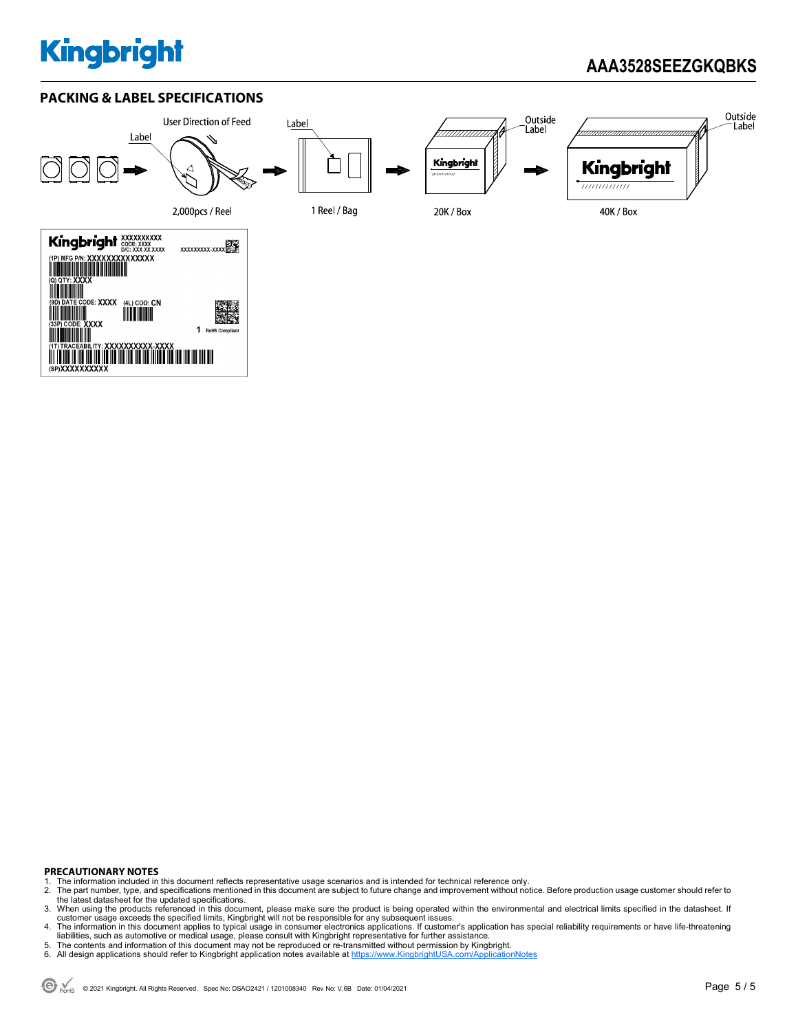## PACKING & LABEL SPECIFICATIONS

Label

User Direction of Feed

2,000pcs / Reel

Label

1 Reel / Bag

Outside Label

20K / Box

Outside Label

40K / Box

Kingbright XXXXXXXXXX
CODE: XXXX
D/C: XXX XX XXXX
XXXXXXXXX-XXXX
(1P) MFG P/N: XXXXXXXXXXXXXX
(Q) QTY: XXXX
(9D) DATE CODE: XXXX (4L) COO: CN
(33P) CODE: XXXX
1 RoHS Compliant
(1T) TRACEABILITY: XXXXXXXXXX-XXXX
(SP)XXXXXXXXXX

### PRECAUTIONARY NOTES

1. The information included in this document reflects representative usage scenarios and is intended for technical reference only.
2. The part number, type, and specifications mentioned in this document are subject to future change and improvement without notice. Before production usage customer should refer to the latest datasheet for the updated specifications.
3. When using the products referenced in this document, please make sure the product is being operated within the environmental and electrical limits specified in the datasheet. If customer usage exceeds the specified limits, Kingbright will not be responsible for any subsequent issues.
4. The information in this document applies to typical usage in consumer electronics applications. If customer's application has special reliability requirements or have life-threatening liabilities, such as automotive or medical usage, please consult with Kingbright representative for further assistance.
5. The contents and information of this document may not be reproduced or re-transmitted without permission by Kingbright.
6. All design applications should refer to Kingbright application notes available at https://www.KingbrightUSA.com/ApplicationNotes

© 2021 Kingbright. All Rights Reserved. Spec No: DSAO2421 / 1201008340 Rev No: V.6B Date: 01/04/2021